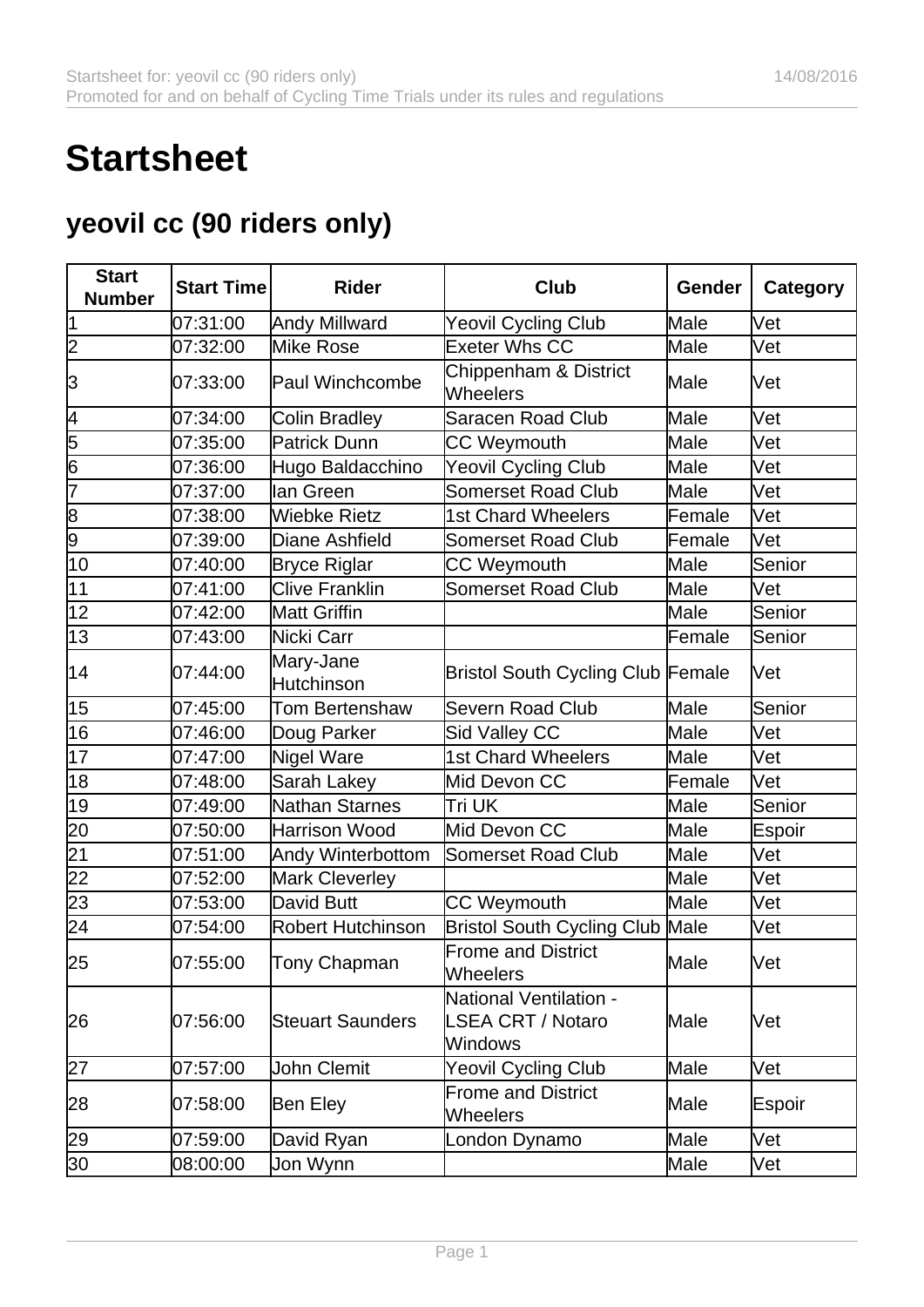# Startsheet

## yeovil cc (90 riders only)

| Start Number | Start Time | Rider | Club | Gender | Category |
|---|---|---|---|---|---|
| 1 | 07:31:00 | Andy Millward | Yeovil Cycling Club | Male | Vet |
| 2 | 07:32:00 | Mike Rose | Exeter Whs CC | Male | Vet |
| 3 | 07:33:00 | Paul Winchcombe | Chippenham & District Wheelers | Male | Vet |
| 4 | 07:34:00 | Colin Bradley | Saracen Road Club | Male | Vet |
| 5 | 07:35:00 | Patrick Dunn | CC Weymouth | Male | Vet |
| 6 | 07:36:00 | Hugo Baldacchino | Yeovil Cycling Club | Male | Vet |
| 7 | 07:37:00 | Ian Green | Somerset Road Club | Male | Vet |
| 8 | 07:38:00 | Wiebke Rietz | 1st Chard Wheelers | Female | Vet |
| 9 | 07:39:00 | Diane Ashfield | Somerset Road Club | Female | Vet |
| 10 | 07:40:00 | Bryce Riglar | CC Weymouth | Male | Senior |
| 11 | 07:41:00 | Clive Franklin | Somerset Road Club | Male | Vet |
| 12 | 07:42:00 | Matt Griffin | | Male | Senior |
| 13 | 07:43:00 | Nicki Carr | | Female | Senior |
| 14 | 07:44:00 | Mary-Jane Hutchinson | Bristol South Cycling Club | Female | Vet |
| 15 | 07:45:00 | Tom Bertenshaw | Severn Road Club | Male | Senior |
| 16 | 07:46:00 | Doug Parker | Sid Valley CC | Male | Vet |
| 17 | 07:47:00 | Nigel Ware | 1st Chard Wheelers | Male | Vet |
| 18 | 07:48:00 | Sarah Lakey | Mid Devon CC | Female | Vet |
| 19 | 07:49:00 | Nathan Starnes | Tri UK | Male | Senior |
| 20 | 07:50:00 | Harrison Wood | Mid Devon CC | Male | Espoir |
| 21 | 07:51:00 | Andy Winterbottom | Somerset Road Club | Male | Vet |
| 22 | 07:52:00 | Mark Cleverley | | Male | Vet |
| 23 | 07:53:00 | David Butt | CC Weymouth | Male | Vet |
| 24 | 07:54:00 | Robert Hutchinson | Bristol South Cycling Club | Male | Vet |
| 25 | 07:55:00 | Tony Chapman | Frome and District Wheelers | Male | Vet |
| 26 | 07:56:00 | Steuart Saunders | National Ventilation - LSEA CRT / Notaro Windows | Male | Vet |
| 27 | 07:57:00 | John Clemit | Yeovil Cycling Club | Male | Vet |
| 28 | 07:58:00 | Ben Eley | Frome and District Wheelers | Male | Espoir |
| 29 | 07:59:00 | David Ryan | London Dynamo | Male | Vet |
| 30 | 08:00:00 | Jon Wynn | | Male | Vet |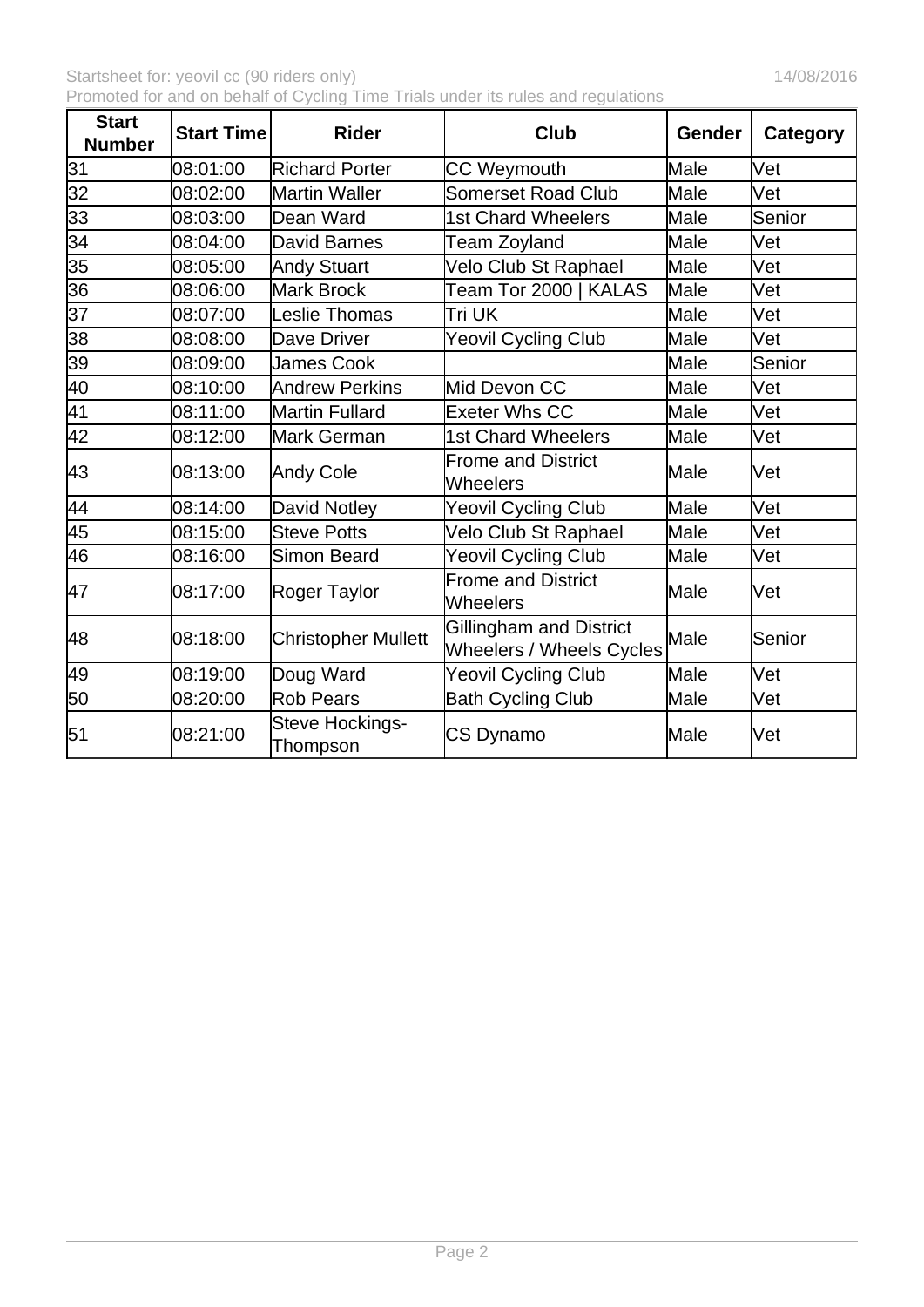| Start Number | Start Time | Rider | Club | Gender | Category |
|---|---|---|---|---|---|
| 31 | 08:01:00 | Richard Porter | CC Weymouth | Male | Vet |
| 32 | 08:02:00 | Martin Waller | Somerset Road Club | Male | Vet |
| 33 | 08:03:00 | Dean Ward | 1st Chard Wheelers | Male | Senior |
| 34 | 08:04:00 | David Barnes | Team Zoyland | Male | Vet |
| 35 | 08:05:00 | Andy Stuart | Velo Club St Raphael | Male | Vet |
| 36 | 08:06:00 | Mark Brock | Team Tor 2000 \| KALAS | Male | Vet |
| 37 | 08:07:00 | Leslie Thomas | Tri UK | Male | Vet |
| 38 | 08:08:00 | Dave Driver | Yeovil Cycling Club | Male | Vet |
| 39 | 08:09:00 | James Cook | | Male | Senior |
| 40 | 08:10:00 | Andrew Perkins | Mid Devon CC | Male | Vet |
| 41 | 08:11:00 | Martin Fullard | Exeter Whs CC | Male | Vet |
| 42 | 08:12:00 | Mark German | 1st Chard Wheelers | Male | Vet |
| 43 | 08:13:00 | Andy Cole | Frome and District Wheelers | Male | Vet |
| 44 | 08:14:00 | David Notley | Yeovil Cycling Club | Male | Vet |
| 45 | 08:15:00 | Steve Potts | Velo Club St Raphael | Male | Vet |
| 46 | 08:16:00 | Simon Beard | Yeovil Cycling Club | Male | Vet |
| 47 | 08:17:00 | Roger Taylor | Frome and District Wheelers | Male | Vet |
| 48 | 08:18:00 | Christopher Mullett | Gillingham and District Wheelers / Wheels Cycles | Male | Senior |
| 49 | 08:19:00 | Doug Ward | Yeovil Cycling Club | Male | Vet |
| 50 | 08:20:00 | Rob Pears | Bath Cycling Club | Male | Vet |
| 51 | 08:21:00 | Steve Hockings-Thompson | CS Dynamo | Male | Vet |